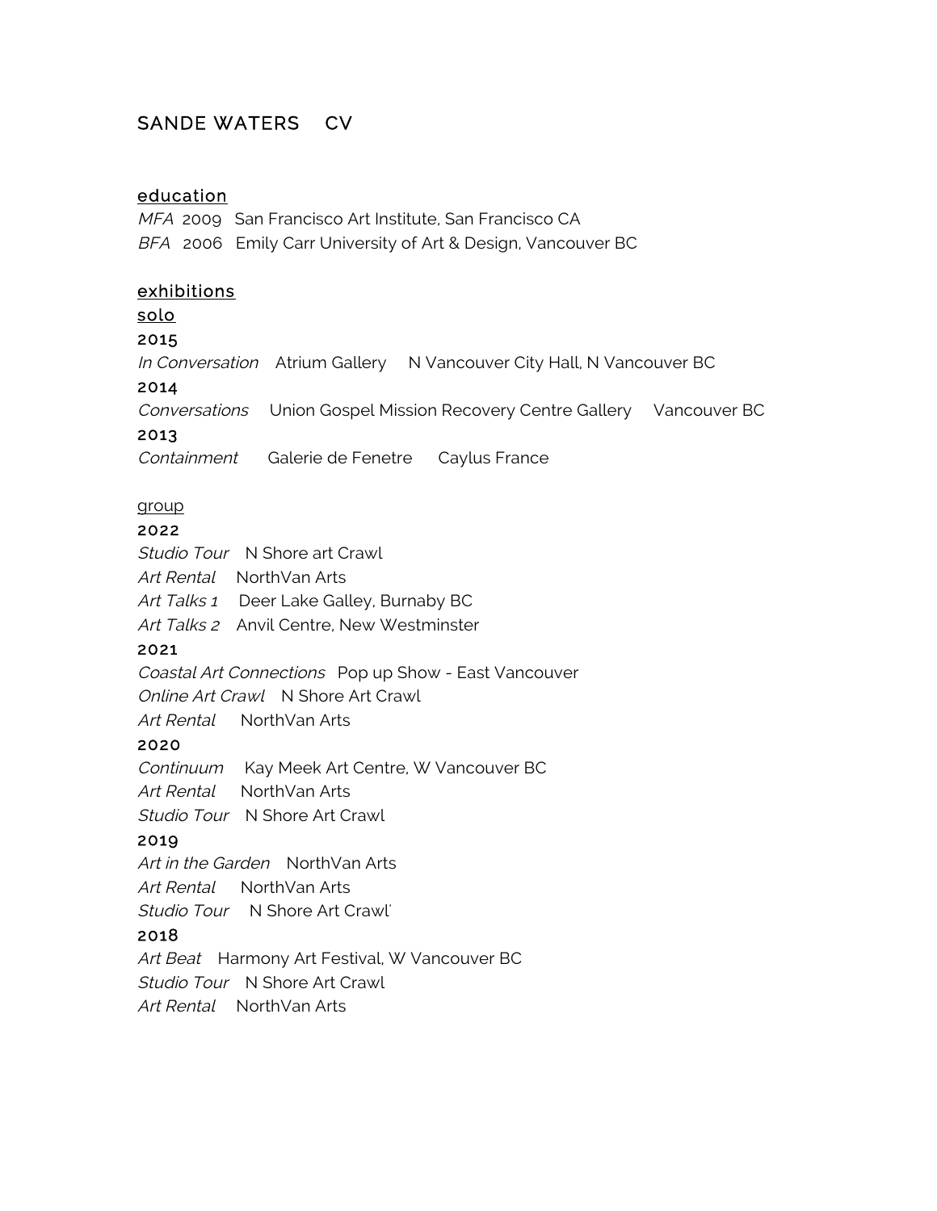# SANDE WATERS CV

## education

*MFA* 2009 San Francisco Art Institute, San Francisco CA
*BFA* 2006 Emily Carr University of Art & Design, Vancouver BC

## exhibitions

### solo

**2015**

*In Conversation* Atrium Gallery N Vancouver City Hall, N Vancouver BC

**2014**

*Conversations* Union Gospel Mission Recovery Centre Gallery Vancouver BC

**2013**

*Containment* Galerie de Fenetre Caylus France

### group

**2022**

*Studio Tour* N Shore art Crawl
*Art Rental* NorthVan Arts
*Art Talks 1* Deer Lake Galley, Burnaby BC
*Art Talks 2* Anvil Centre, New Westminster

**2021**

*Coastal Art Connections* Pop up Show - East Vancouver
*Online Art Crawl* N Shore Art Crawl
*Art Rental* NorthVan Arts

**2020**

*Continuum* Kay Meek Art Centre, W Vancouver BC
*Art Rental* NorthVan Arts
*Studio Tour* N Shore Art Crawl

**2019**

*Art in the Garden* NorthVan Arts
*Art Rental* NorthVan Arts
*Studio Tour* N Shore Art Crawl'

**2018**

*Art Beat* Harmony Art Festival, W Vancouver BC
*Studio Tour* N Shore Art Crawl
*Art Rental* NorthVan Arts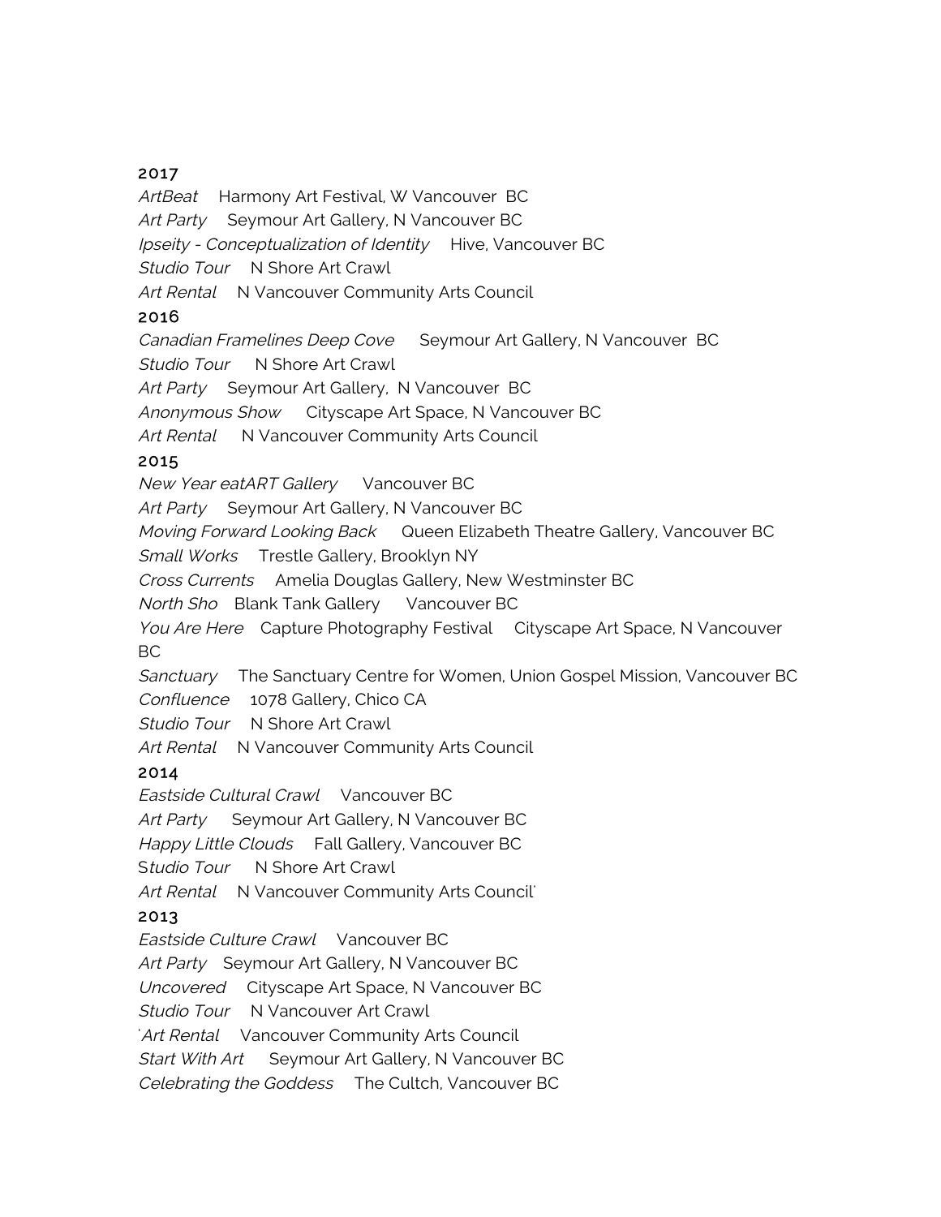2017

*ArtBeat* Harmony Art Festival, W Vancouver BC
*Art Party* Seymour Art Gallery, N Vancouver BC
*Ipseity - Conceptualization of Identity* Hive, Vancouver BC
*Studio Tour* N Shore Art Crawl
*Art Rental* N Vancouver Community Arts Council

2016

*Canadian Framelines Deep Cove* Seymour Art Gallery, N Vancouver BC
*Studio Tour* N Shore Art Crawl
*Art Party* Seymour Art Gallery, N Vancouver BC
*Anonymous Show* Cityscape Art Space, N Vancouver BC
*Art Rental* N Vancouver Community Arts Council

2015

*New Year eatART Gallery* Vancouver BC
*Art Party* Seymour Art Gallery, N Vancouver BC
*Moving Forward Looking Back* Queen Elizabeth Theatre Gallery, Vancouver BC
*Small Works* Trestle Gallery, Brooklyn NY
*Cross Currents* Amelia Douglas Gallery, New Westminster BC
*North Sho* Blank Tank Gallery Vancouver BC
*You Are Here* Capture Photography Festival Cityscape Art Space, N Vancouver BC
*Sanctuary* The Sanctuary Centre for Women, Union Gospel Mission, Vancouver BC
*Confluence* 1078 Gallery, Chico CA
*Studio Tour* N Shore Art Crawl
*Art Rental* N Vancouver Community Arts Council

2014

*Eastside Cultural Crawl* Vancouver BC
*Art Party* Seymour Art Gallery, N Vancouver BC
*Happy Little Clouds* Fall Gallery, Vancouver BC
S*tudio Tour* N Shore Art Crawl
*Art Rental* N Vancouver Community Arts Council'

2013

*Eastside Culture Crawl* Vancouver BC
*Art Party* Seymour Art Gallery, N Vancouver BC
*Uncovered* Cityscape Art Space, N Vancouver BC
*Studio Tour* N Vancouver Art Crawl
'*Art Rental* Vancouver Community Arts Council
*Start With Art* Seymour Art Gallery, N Vancouver BC
*Celebrating the Goddess* The Cultch, Vancouver BC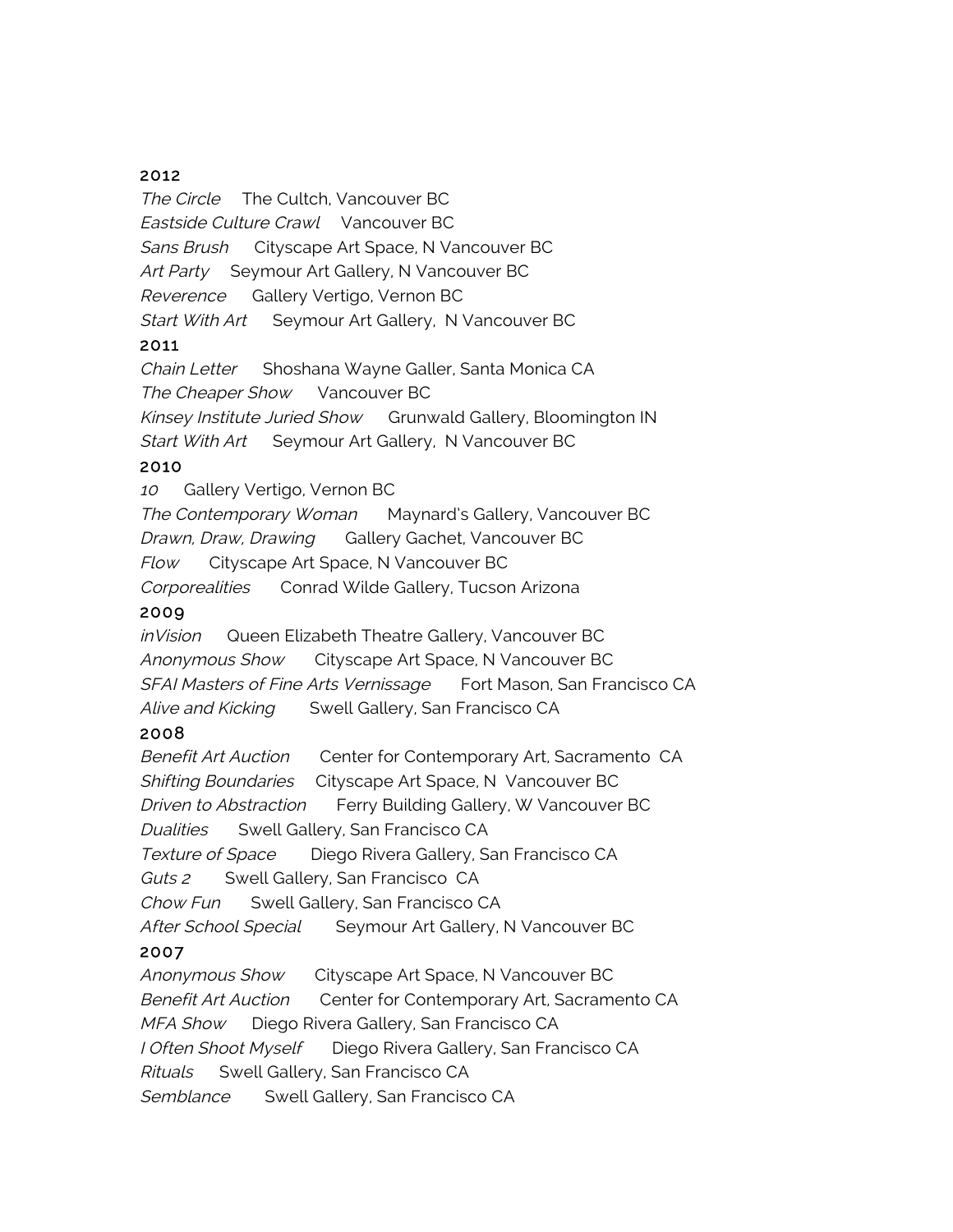**2012**

*The Circle* The Cultch, Vancouver BC
*Eastside Culture Crawl* Vancouver BC
*Sans Brush* Cityscape Art Space, N Vancouver BC
*Art Party* Seymour Art Gallery, N Vancouver BC
*Reverence* Gallery Vertigo, Vernon BC
*Start With Art* Seymour Art Gallery, N Vancouver BC

**2011**

*Chain Letter* Shoshana Wayne Galler, Santa Monica CA
*The Cheaper Show* Vancouver BC
*Kinsey Institute Juried Show* Grunwald Gallery, Bloomington IN
*Start With Art* Seymour Art Gallery, N Vancouver BC

**2010**

*10* Gallery Vertigo, Vernon BC
*The Contemporary Woman* Maynard's Gallery, Vancouver BC
*Drawn, Draw, Drawing* Gallery Gachet, Vancouver BC
*Flow* Cityscape Art Space, N Vancouver BC
*Corporealities* Conrad Wilde Gallery, Tucson Arizona

**2009**

*inVision* Queen Elizabeth Theatre Gallery, Vancouver BC
*Anonymous Show* Cityscape Art Space, N Vancouver BC
*SFAI Masters of Fine Arts Vernissage* Fort Mason, San Francisco CA
*Alive and Kicking* Swell Gallery, San Francisco CA

**2008**

*Benefit Art Auction* Center for Contemporary Art, Sacramento CA
*Shifting Boundaries* Cityscape Art Space, N Vancouver BC
*Driven to Abstraction* Ferry Building Gallery, W Vancouver BC
*Dualities* Swell Gallery, San Francisco CA
*Texture of Space* Diego Rivera Gallery, San Francisco CA
*Guts 2* Swell Gallery, San Francisco CA
*Chow Fun* Swell Gallery, San Francisco CA
*After School Special* Seymour Art Gallery, N Vancouver BC

**2007**

*Anonymous Show* Cityscape Art Space, N Vancouver BC
*Benefit Art Auction* Center for Contemporary Art, Sacramento CA
*MFA Show* Diego Rivera Gallery, San Francisco CA
*I Often Shoot Myself* Diego Rivera Gallery, San Francisco CA
*Rituals* Swell Gallery, San Francisco CA
*Semblance* Swell Gallery, San Francisco CA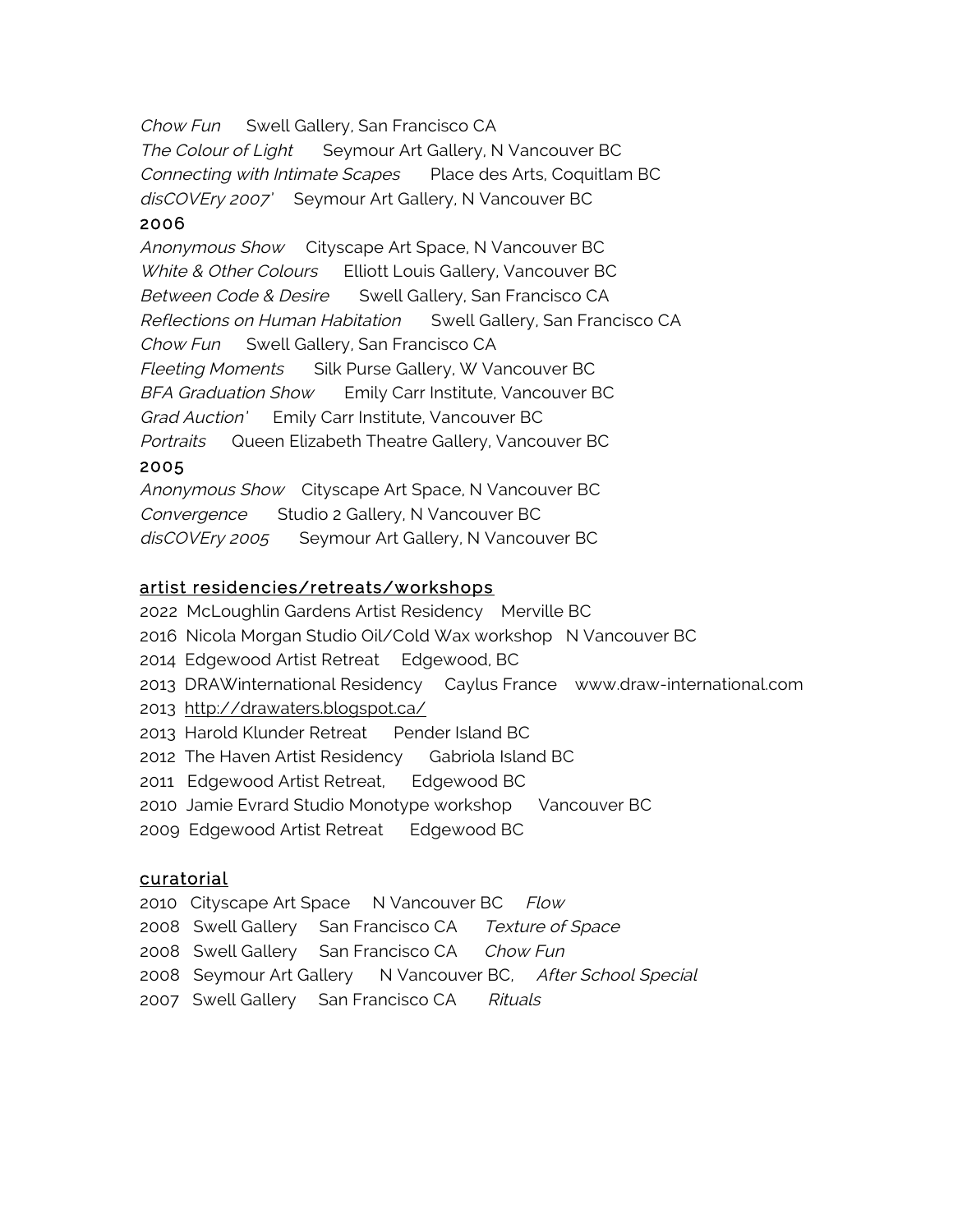*Chow Fun* Swell Gallery, San Francisco CA

*The Colour of Light* Seymour Art Gallery, N Vancouver BC

*Connecting with Intimate Scapes* Place des Arts, Coquitlam BC

*disCOVEry 2007'* Seymour Art Gallery, N Vancouver BC

**2006**

*Anonymous Show* Cityscape Art Space, N Vancouver BC

*White & Other Colours* Elliott Louis Gallery, Vancouver BC

*Between Code & Desire* Swell Gallery, San Francisco CA

*Reflections on Human Habitation* Swell Gallery, San Francisco CA

*Chow Fun* Swell Gallery, San Francisco CA

*Fleeting Moments* Silk Purse Gallery, W Vancouver BC

*BFA Graduation Show* Emily Carr Institute, Vancouver BC

*Grad Auction'* Emily Carr Institute, Vancouver BC

*Portraits* Queen Elizabeth Theatre Gallery, Vancouver BC

**2005**

*Anonymous Show* Cityscape Art Space, N Vancouver BC

*Convergence* Studio 2 Gallery, N Vancouver BC

*disCOVEry 2005* Seymour Art Gallery, N Vancouver BC

## artist residencies/retreats/workshops

2022 McLoughlin Gardens Artist Residency Merville BC

2016 Nicola Morgan Studio Oil/Cold Wax workshop N Vancouver BC

2014 Edgewood Artist Retreat Edgewood, BC

2013 DRAWinternational Residency Caylus France www.draw-international.com

2013 http://drawaters.blogspot.ca/

2013 Harold Klunder Retreat Pender Island BC

2012 The Haven Artist Residency Gabriola Island BC

2011 Edgewood Artist Retreat, Edgewood BC

2010 Jamie Evrard Studio Monotype workshop Vancouver BC

2009 Edgewood Artist Retreat Edgewood BC

## curatorial

2010 Cityscape Art Space N Vancouver BC *Flow*

2008 Swell Gallery San Francisco CA *Texture of Space*

2008 Swell Gallery San Francisco CA *Chow Fun*

2008 Seymour Art Gallery N Vancouver BC, *After School Special*

2007 Swell Gallery San Francisco CA *Rituals*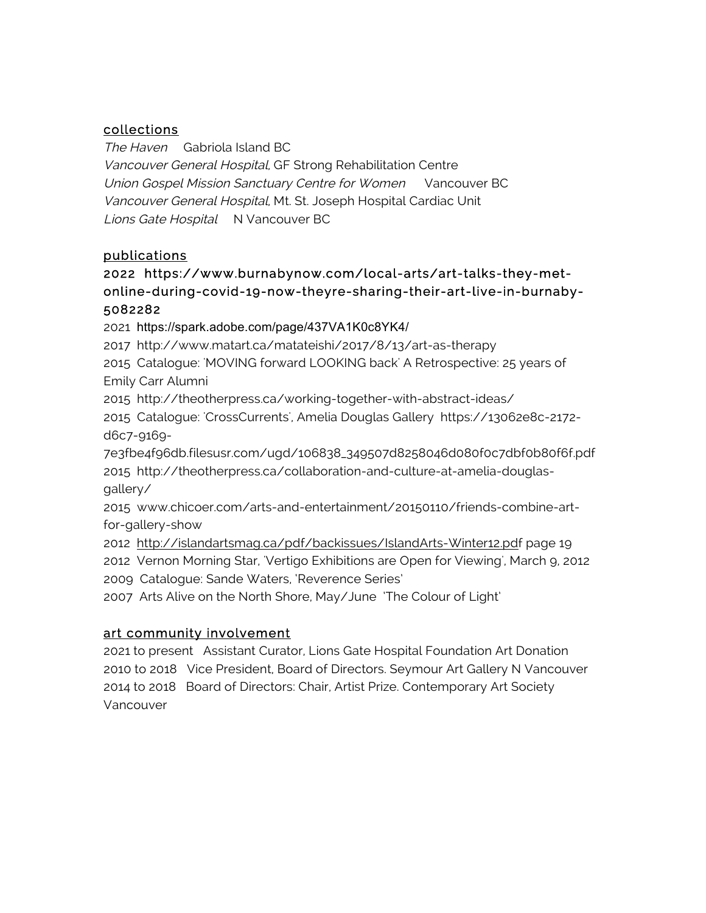## collections

*The Haven* Gabriola Island BC
*Vancouver General Hospital*, GF Strong Rehabilitation Centre
*Union Gospel Mission Sanctuary Centre for Women* Vancouver BC
*Vancouver General Hospital*, Mt. St. Joseph Hospital Cardiac Unit
*Lions Gate Hospital* N Vancouver BC

## publications

**2022 https://www.burnabynow.com/local-arts/art-talks-they-met-online-during-covid-19-now-theyre-sharing-their-art-live-in-burnaby-5082282**

2021 https://spark.adobe.com/page/437VA1K0c8YK4/
2017 http://www.matart.ca/matateishi/2017/8/13/art-as-therapy
2015 Catalogue: 'MOVING forward LOOKING back' A Retrospective: 25 years of Emily Carr Alumni
2015 http://theotherpress.ca/working-together-with-abstract-ideas/
2015 Catalogue: 'CrossCurrents', Amelia Douglas Gallery https://13062e8c-2172-d6c7-9169-7e3fbe4f96db.filesusr.com/ugd/106838_349507d8258046d080f0c7dbf0b80f6f.pdf
2015 http://theotherpress.ca/collaboration-and-culture-at-amelia-douglas-gallery/
2015 www.chicoer.com/arts-and-entertainment/20150110/friends-combine-art-for-gallery-show
2012 http://islandartsmag.ca/pdf/backissues/IslandArts-Winter12.pdf page 19
2012 Vernon Morning Star, 'Vertigo Exhibitions are Open for Viewing', March 9, 2012
2009 Catalogue: Sande Waters, 'Reverence Series'
2007 Arts Alive on the North Shore, May/June 'The Colour of Light'

## art community involvement

2021 to present Assistant Curator, Lions Gate Hospital Foundation Art Donation
2010 to 2018 Vice President, Board of Directors. Seymour Art Gallery N Vancouver
2014 to 2018 Board of Directors: Chair, Artist Prize. Contemporary Art Society Vancouver